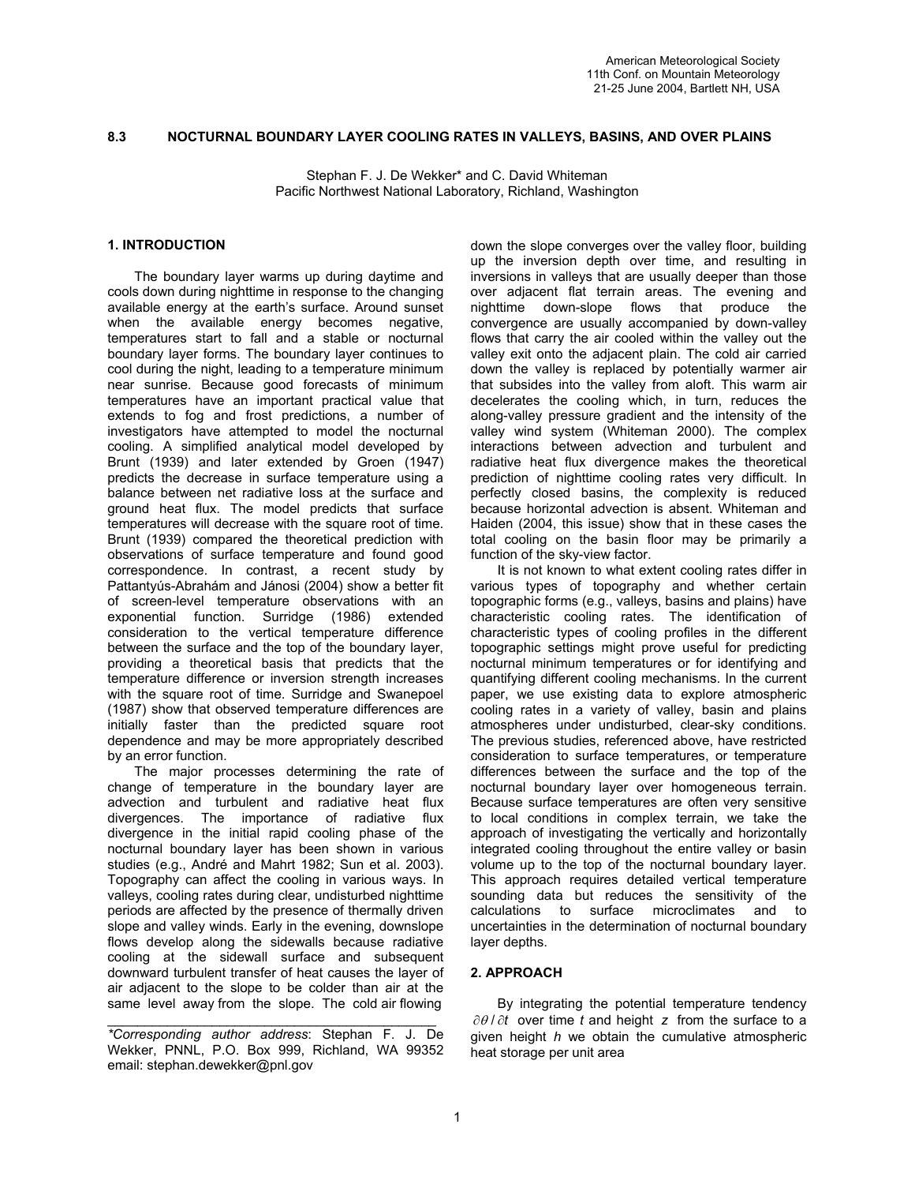# 8.3 NOCTURNAL BOUNDARY LAYER COOLING RATES IN VALLEYS, BASINS, AND OVER PLAINS

Stephan F. J. De Wekker* and C. David Whiteman
Pacific Northwest National Laboratory, Richland, Washington

## 1. INTRODUCTION

The boundary layer warms up during daytime and cools down during nighttime in response to the changing available energy at the earth's surface. Around sunset when the available energy becomes negative, temperatures start to fall and a stable or nocturnal boundary layer forms. The boundary layer continues to cool during the night, leading to a temperature minimum near sunrise. Because good forecasts of minimum temperatures have an important practical value that extends to fog and frost predictions, a number of investigators have attempted to model the nocturnal cooling. A simplified analytical model developed by Brunt (1939) and later extended by Groen (1947) predicts the decrease in surface temperature using a balance between net radiative loss at the surface and ground heat flux. The model predicts that surface temperatures will decrease with the square root of time. Brunt (1939) compared the theoretical prediction with observations of surface temperature and found good correspondence. In contrast, a recent study by Pattantyús-Abrahám and Jánosi (2004) show a better fit of screen-level temperature observations with an exponential function. Surridge (1986) extended consideration to the vertical temperature difference between the surface and the top of the boundary layer, providing a theoretical basis that predicts that the temperature difference or inversion strength increases with the square root of time. Surridge and Swanepoel (1987) show that observed temperature differences are initially faster than the predicted square root dependence and may be more appropriately described by an error function.

The major processes determining the rate of change of temperature in the boundary layer are advection and turbulent and radiative heat flux divergences. The importance of radiative flux divergence in the initial rapid cooling phase of the nocturnal boundary layer has been shown in various studies (e.g., André and Mahrt 1982; Sun et al. 2003). Topography can affect the cooling in various ways. In valleys, cooling rates during clear, undisturbed nighttime periods are affected by the presence of thermally driven slope and valley winds. Early in the evening, downslope flows develop along the sidewalls because radiative cooling at the sidewall surface and subsequent downward turbulent transfer of heat causes the layer of air adjacent to the slope to be colder than air at the same level away from the slope. The cold air flowing down the slope converges over the valley floor, building up the inversion depth over time, and resulting in inversions in valleys that are usually deeper than those over adjacent flat terrain areas. The evening and nighttime down-slope flows that produce the convergence are usually accompanied by down-valley flows that carry the air cooled within the valley out the valley exit onto the adjacent plain. The cold air carried down the valley is replaced by potentially warmer air that subsides into the valley from aloft. This warm air decelerates the cooling which, in turn, reduces the along-valley pressure gradient and the intensity of the valley wind system (Whiteman 2000). The complex interactions between advection and turbulent and radiative heat flux divergence makes the theoretical prediction of nighttime cooling rates very difficult. In perfectly closed basins, the complexity is reduced because horizontal advection is absent. Whiteman and Haiden (2004, this issue) show that in these cases the total cooling on the basin floor may be primarily a function of the sky-view factor.

It is not known to what extent cooling rates differ in various types of topography and whether certain topographic forms (e.g., valleys, basins and plains) have characteristic cooling rates. The identification of characteristic types of cooling profiles in the different topographic settings might prove useful for predicting nocturnal minimum temperatures or for identifying and quantifying different cooling mechanisms. In the current paper, we use existing data to explore atmospheric cooling rates in a variety of valley, basin and plains atmospheres under undisturbed, clear-sky conditions. The previous studies, referenced above, have restricted consideration to surface temperatures, or temperature differences between the surface and the top of the nocturnal boundary layer over homogeneous terrain. Because surface temperatures are often very sensitive to local conditions in complex terrain, we take the approach of investigating the vertically and horizontally integrated cooling throughout the entire valley or basin volume up to the top of the nocturnal boundary layer. This approach requires detailed vertical temperature sounding data but reduces the sensitivity of the calculations to surface microclimates and to uncertainties in the determination of nocturnal boundary layer depths.

## 2. APPROACH

By integrating the potential temperature tendency $\partial\theta/\partial t$ over time $t$ and height $z$ from the surface to a given height $h$ we obtain the cumulative atmospheric heat storage per unit area

---

**Corresponding author address*: Stephan F. J. De Wekker, PNNL, P.O. Box 999, Richland, WA 99352 email: stephan.dewekker@pnl.gov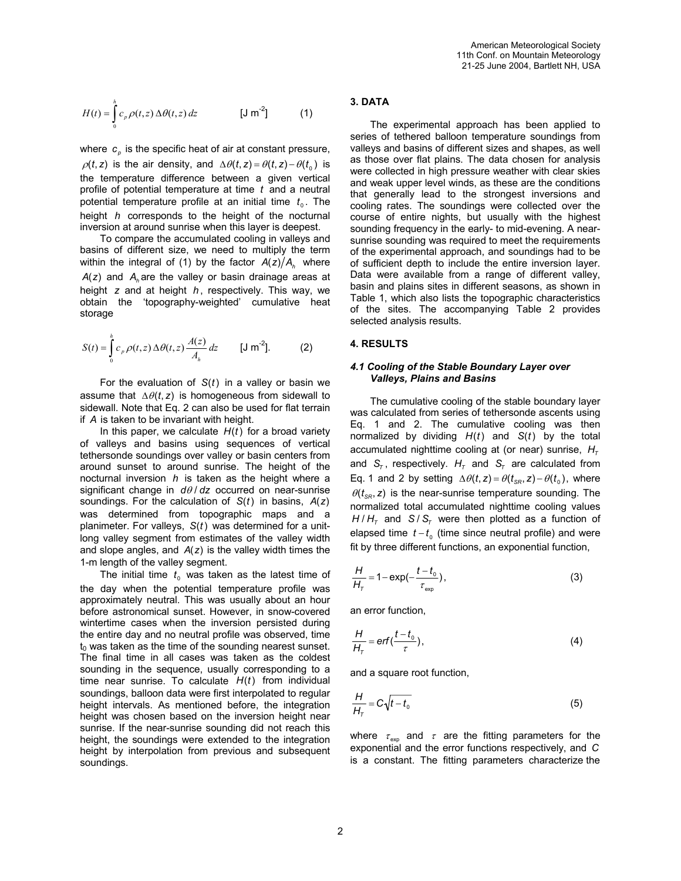$$H(t) = \int_0^h c_p \rho(t,z)\, \Delta\theta(t,z)\, dz \qquad [\text{J m}^{-2}] \qquad (1)$$

where $c_p$ is the specific heat of air at constant pressure, $\rho(t,z)$ is the air density, and $\Delta\theta(t,z) = \theta(t,z) - \theta(t_0)$ is the temperature difference between a given vertical profile of potential temperature at time $t$ and a neutral potential temperature profile at an initial time $t_0$. The height $h$ corresponds to the height of the nocturnal inversion at around sunrise when this layer is deepest.

To compare the accumulated cooling in valleys and basins of different size, we need to multiply the term within the integral of (1) by the factor $A(z)/A_h$ where $A(z)$ and $A_h$ are the valley or basin drainage areas at height $z$ and at height $h$, respectively. This way, we obtain the 'topography-weighted' cumulative heat storage

$$S(t) = \int_0^h c_p \rho(t,z)\, \Delta\theta(t,z) \frac{A(z)}{A_h} dz \qquad [\text{J m}^{-2}]. \qquad (2)$$

For the evaluation of $S(t)$ in a valley or basin we assume that $\Delta\theta(t,z)$ is homogeneous from sidewall to sidewall. Note that Eq. 2 can also be used for flat terrain if $A$ is taken to be invariant with height.

In this paper, we calculate $H(t)$ for a broad variety of valleys and basins using sequences of vertical tethersonde soundings over valley or basin centers from around sunset to around sunrise. The height of the nocturnal inversion $h$ is taken as the height where a significant change in $d\theta/dz$ occurred on near-sunrise soundings. For the calculation of $S(t)$ in basins, $A(z)$ was determined from topographic maps and a planimeter. For valleys, $S(t)$ was determined for a unit-long valley segment from estimates of the valley width and slope angles, and $A(z)$ is the valley width times the 1-m length of the valley segment.

The initial time $t_0$ was taken as the latest time of the day when the potential temperature profile was approximately neutral. This was usually about an hour before astronomical sunset. However, in snow-covered wintertime cases when the inversion persisted during the entire day and no neutral profile was observed, time $t_0$ was taken as the time of the sounding nearest sunset. The final time in all cases was taken as the coldest sounding in the sequence, usually corresponding to a time near sunrise. To calculate $H(t)$ from individual soundings, balloon data were first interpolated to regular height intervals. As mentioned before, the integration height was chosen based on the inversion height near sunrise. If the near-sunrise sounding did not reach this height, the soundings were extended to the integration height by interpolation from previous and subsequent soundings.

## 3. DATA

The experimental approach has been applied to series of tethered balloon temperature soundings from valleys and basins of different sizes and shapes, as well as those over flat plains. The data chosen for analysis were collected in high pressure weather with clear skies and weak upper level winds, as these are the conditions that generally lead to the strongest inversions and cooling rates. The soundings were collected over the course of entire nights, but usually with the highest sounding frequency in the early- to mid-evening. A near-sunrise sounding was required to meet the requirements of the experimental approach, and soundings had to be of sufficient depth to include the entire inversion layer. Data were available from a range of different valley, basin and plains sites in different seasons, as shown in Table 1, which also lists the topographic characteristics of the sites. The accompanying Table 2 provides selected analysis results.

## 4. RESULTS

### *4.1 Cooling of the Stable Boundary Layer over Valleys, Plains and Basins*

The cumulative cooling of the stable boundary layer was calculated from series of tethersonde ascents using Eq. 1 and 2. The cumulative cooling was then normalized by dividing $H(t)$ and $S(t)$ by the total accumulated nighttime cooling at (or near) sunrise, $H_T$ and $S_T$, respectively. $H_T$ and $S_T$ are calculated from Eq. 1 and 2 by setting $\Delta\theta(t,z) = \theta(t_{SR},z) - \theta(t_0)$, where $\theta(t_{SR},z)$ is the near-sunrise temperature sounding. The normalized total accumulated nighttime cooling values $H/H_T$ and $S/S_T$ were then plotted as a function of elapsed time $t - t_0$ (time since neutral profile) and were fit by three different functions, an exponential function,

$$\frac{H}{H_T} = 1 - \exp\left(-\frac{t-t_0}{\tau_{\exp}}\right), \qquad (3)$$

an error function,

$$\frac{H}{H_T} = erf\left(\frac{t-t_0}{\tau}\right), \qquad (4)$$

and a square root function,

$$\frac{H}{H_T} = C\sqrt{t-t_0} \qquad (5)$$

where $\tau_{\exp}$ and $\tau$ are the fitting parameters for the exponential and the error functions respectively, and $C$ is a constant. The fitting parameters characterize the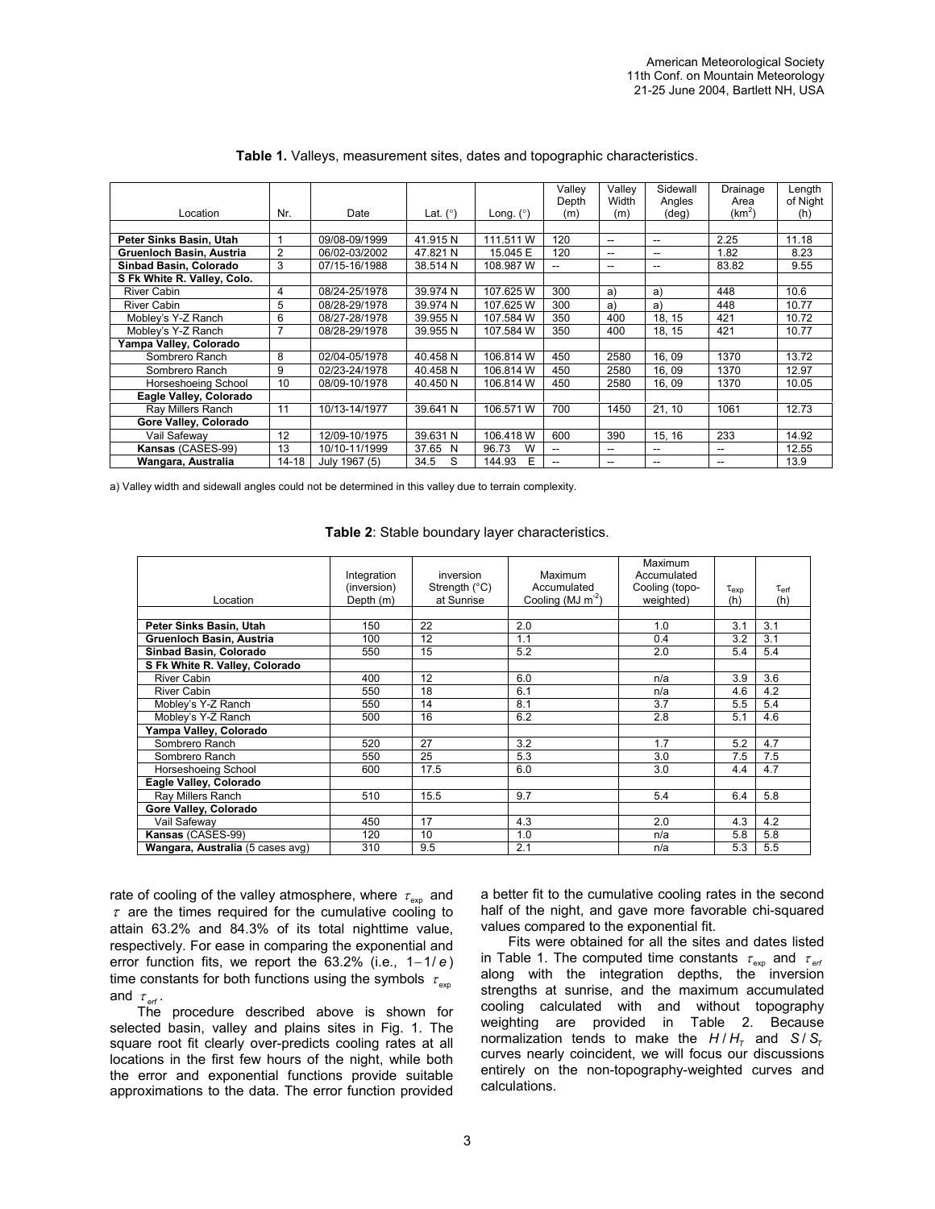**Table 1.** Valleys, measurement sites, dates and topographic characteristics.

| Location | Nr. | Date | Lat. (°) | Long. (°) | Valley Depth (m) | Valley Width (m) | Sidewall Angles (deg) | Drainage Area (km$^2$) | Length of Night (h) |
|---|---|---|---|---|---|---|---|---|---|
| **Peter Sinks Basin, Utah** | 1 | 09/08-09/1999 | 41.915 N | 111.511 W | 120 | -- | -- | 2.25 | 11.18 |
| **Gruenloch Basin, Austria** | 2 | 06/02-03/2002 | 47.821 N | 15.045 E | 120 | -- | -- | 1.82 | 8.23 |
| **Sinbad Basin, Colorado** | 3 | 07/15-16/1988 | 38.514 N | 108.987 W | -- | -- | -- | 83.82 | 9.55 |
| **S Fk White R. Valley, Colo.** | | | | | | | | | |
| River Cabin | 4 | 08/24-25/1978 | 39.974 N | 107.625 W | 300 | a) | a) | 448 | 10.6 |
| River Cabin | 5 | 08/28-29/1978 | 39.974 N | 107.625 W | 300 | a) | a) | 448 | 10.77 |
| Mobley's Y-Z Ranch | 6 | 08/27-28/1978 | 39.955 N | 107.584 W | 350 | 400 | 18, 15 | 421 | 10.72 |
| Mobley's Y-Z Ranch | 7 | 08/28-29/1978 | 39.955 N | 107.584 W | 350 | 400 | 18, 15 | 421 | 10.77 |
| **Yampa Valley, Colorado** | | | | | | | | | |
| Sombrero Ranch | 8 | 02/04-05/1978 | 40.458 N | 106.814 W | 450 | 2580 | 16, 09 | 1370 | 13.72 |
| Sombrero Ranch | 9 | 02/23-24/1978 | 40.458 N | 106.814 W | 450 | 2580 | 16, 09 | 1370 | 12.97 |
| Horseshoeing School | 10 | 08/09-10/1978 | 40.450 N | 106.814 W | 450 | 2580 | 16, 09 | 1370 | 10.05 |
| **Eagle Valley, Colorado** | | | | | | | | | |
| Ray Millers Ranch | 11 | 10/13-14/1977 | 39.641 N | 106.571 W | 700 | 1450 | 21, 10 | 1061 | 12.73 |
| **Gore Valley, Colorado** | | | | | | | | | |
| Vail Safeway | 12 | 12/09-10/1975 | 39.631 N | 106.418 W | 600 | 390 | 15, 16 | 233 | 14.92 |
| **Kansas** (CASES-99) | 13 | 10/10-11/1999 | 37.65 N | 96.73 W | -- | -- | -- | -- | 12.55 |
| **Wangara, Australia** | 14-18 | July 1967 (5) | 34.5 S | 144.93 E | -- | -- | -- | -- | 13.9 |

a) Valley width and sidewall angles could not be determined in this valley due to terrain complexity.

**Table 2**: Stable boundary layer characteristics.

| Location | Integration (inversion) Depth (m) | inversion Strength (°C) at Sunrise | Maximum Accumulated Cooling (MJ m$^{-2}$) | Maximum Accumulated Cooling (topo-weighted) | $\tau_{exp}$ (h) | $\tau_{erf}$ (h) |
|---|---|---|---|---|---|---|
| **Peter Sinks Basin, Utah** | 150 | 22 | 2.0 | 1.0 | 3.1 | 3.1 |
| **Gruenloch Basin, Austria** | 100 | 12 | 1.1 | 0.4 | 3.2 | 3.1 |
| **Sinbad Basin, Colorado** | 550 | 15 | 5.2 | 2.0 | 5.4 | 5.4 |
| **S Fk White R. Valley, Colorado** | | | | | | |
| River Cabin | 400 | 12 | 6.0 | n/a | 3.9 | 3.6 |
| River Cabin | 550 | 18 | 6.1 | n/a | 4.6 | 4.2 |
| Mobley's Y-Z Ranch | 550 | 14 | 8.1 | 3.7 | 5.5 | 5.4 |
| Mobley's Y-Z Ranch | 500 | 16 | 6.2 | 2.8 | 5.1 | 4.6 |
| **Yampa Valley, Colorado** | | | | | | |
| Sombrero Ranch | 520 | 27 | 3.2 | 1.7 | 5.2 | 4.7 |
| Sombrero Ranch | 550 | 25 | 5.3 | 3.0 | 7.5 | 7.5 |
| Horseshoeing School | 600 | 17.5 | 6.0 | 3.0 | 4.4 | 4.7 |
| **Eagle Valley, Colorado** | | | | | | |
| Ray Millers Ranch | 510 | 15.5 | 9.7 | 5.4 | 6.4 | 5.8 |
| **Gore Valley, Colorado** | | | | | | |
| Vail Safeway | 450 | 17 | 4.3 | 2.0 | 4.3 | 4.2 |
| **Kansas** (CASES-99) | 120 | 10 | 1.0 | n/a | 5.8 | 5.8 |
| **Wangara, Australia** (5 cases avg) | 310 | 9.5 | 2.1 | n/a | 5.3 | 5.5 |

rate of cooling of the valley atmosphere, where $\tau_{exp}$ and $\tau$ are the times required for the cumulative cooling to attain 63.2% and 84.3% of its total nighttime value, respectively. For ease in comparing the exponential and error function fits, we report the 63.2% (i.e., $1-1/e$) time constants for both functions using the symbols $\tau_{exp}$ and $\tau_{erf}$.

The procedure described above is shown for selected basin, valley and plains sites in Fig. 1. The square root fit clearly over-predicts cooling rates at all locations in the first few hours of the night, while both the error and exponential functions provide suitable approximations to the data. The error function provided a better fit to the cumulative cooling rates in the second half of the night, and gave more favorable chi-squared values compared to the exponential fit.

Fits were obtained for all the sites and dates listed in Table 1. The computed time constants $\tau_{exp}$ and $\tau_{erf}$ along with the integration depths, the inversion strengths at sunrise, and the maximum accumulated cooling calculated with and without topography weighting are provided in Table 2. Because normalization tends to make the $H/H_T$ and $S/S_T$ curves nearly coincident, we will focus our discussions entirely on the non-topography-weighted curves and calculations.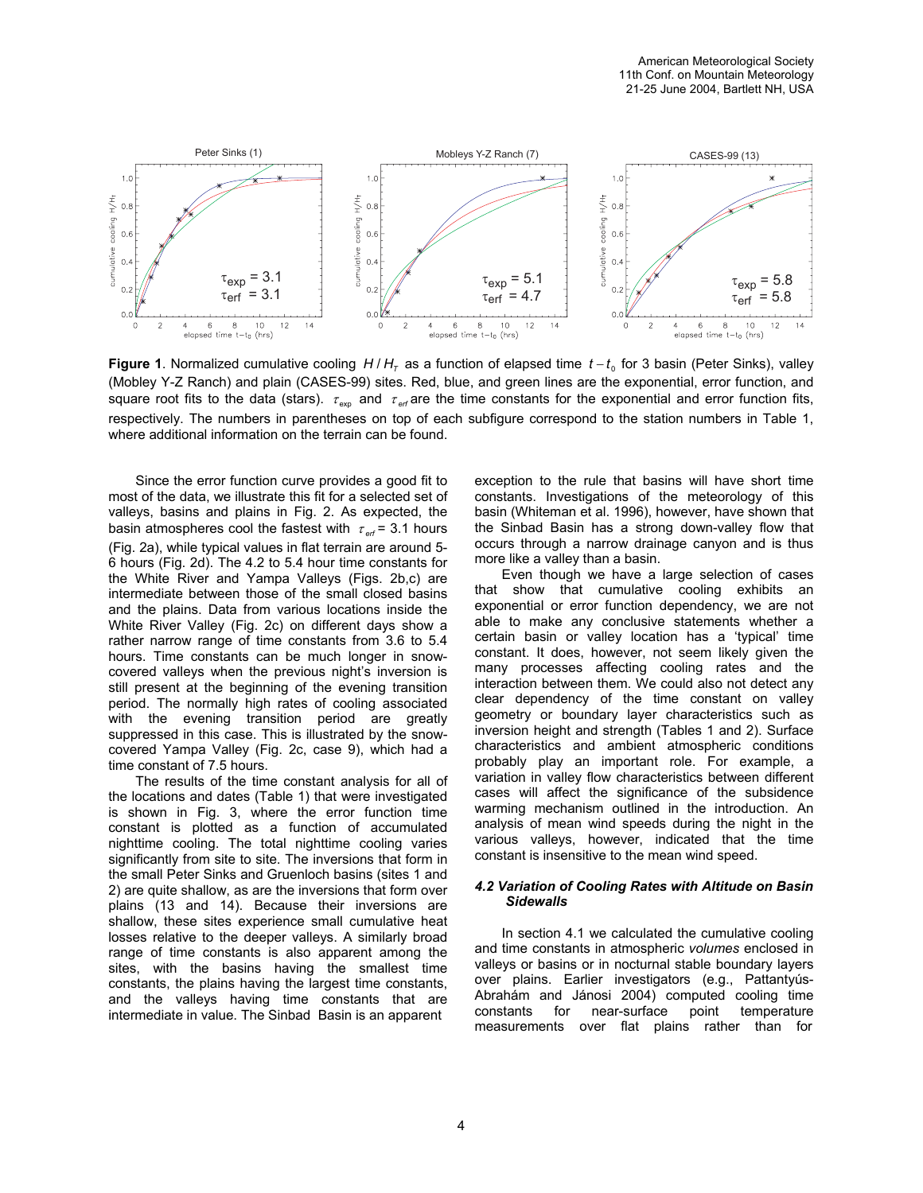**Figure 1**. Normalized cumulative cooling $H/H_T$ as a function of elapsed time $t-t_0$ for 3 basin (Peter Sinks), valley (Mobley Y-Z Ranch) and plain (CASES-99) sites. Red, blue, and green lines are the exponential, error function, and square root fits to the data (stars). $\tau_{exp}$ and $\tau_{erf}$ are the time constants for the exponential and error function fits, respectively. The numbers in parentheses on top of each subfigure correspond to the station numbers in Table 1, where additional information on the terrain can be found.

Since the error function curve provides a good fit to most of the data, we illustrate this fit for a selected set of valleys, basins and plains in Fig. 2. As expected, the basin atmospheres cool the fastest with $\tau_{erf}$ = 3.1 hours (Fig. 2a), while typical values in flat terrain are around 5-6 hours (Fig. 2d). The 4.2 to 5.4 hour time constants for the White River and Yampa Valleys (Figs. 2b,c) are intermediate between those of the small closed basins and the plains. Data from various locations inside the White River Valley (Fig. 2c) on different days show a rather narrow range of time constants from 3.6 to 5.4 hours. Time constants can be much longer in snow-covered valleys when the previous night's inversion is still present at the beginning of the evening transition period. The normally high rates of cooling associated with the evening transition period are greatly suppressed in this case. This is illustrated by the snow-covered Yampa Valley (Fig. 2c, case 9), which had a time constant of 7.5 hours.

The results of the time constant analysis for all of the locations and dates (Table 1) that were investigated is shown in Fig. 3, where the error function time constant is plotted as a function of accumulated nighttime cooling. The total nighttime cooling varies significantly from site to site. The inversions that form in the small Peter Sinks and Gruenloch basins (sites 1 and 2) are quite shallow, as are the inversions that form over plains (13 and 14). Because their inversions are shallow, these sites experience small cumulative heat losses relative to the deeper valleys. A similarly broad range of time constants is also apparent among the sites, with the basins having the smallest time constants, the plains having the largest time constants, and the valleys having time constants that are intermediate in value. The Sinbad Basin is an apparent exception to the rule that basins will have short time constants. Investigations of the meteorology of this basin (Whiteman et al. 1996), however, have shown that the Sinbad Basin has a strong down-valley flow that occurs through a narrow drainage canyon and is thus more like a valley than a basin.

Even though we have a large selection of cases that show that cumulative cooling exhibits an exponential or error function dependency, we are not able to make any conclusive statements whether a certain basin or valley location has a 'typical' time constant. It does, however, not seem likely given the many processes affecting cooling rates and the interaction between them. We could also not detect any clear dependency of the time constant on valley geometry or boundary layer characteristics such as inversion height and strength (Tables 1 and 2). Surface characteristics and ambient atmospheric conditions probably play an important role. For example, a variation in valley flow characteristics between different cases will affect the significance of the subsidence warming mechanism outlined in the introduction. An analysis of mean wind speeds during the night in the various valleys, however, indicated that the time constant is insensitive to the mean wind speed.

#### 4.2 Variation of Cooling Rates with Altitude on Basin Sidewalls

In section 4.1 we calculated the cumulative cooling and time constants in atmospheric *volumes* enclosed in valleys or basins or in nocturnal stable boundary layers over plains. Earlier investigators (e.g., Pattantyús-Abrahám and Jánosi 2004) computed cooling time constants for near-surface point temperature measurements over flat plains rather than for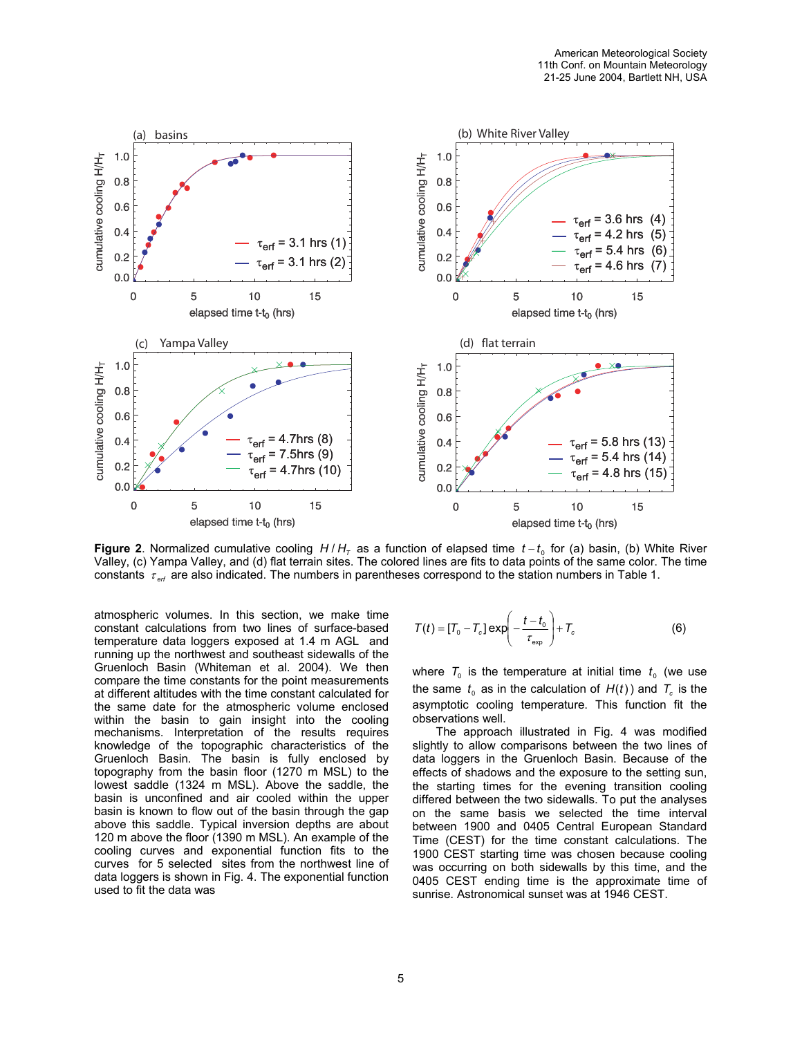**Figure 2**. Normalized cumulative cooling $H/H_T$ as a function of elapsed time $t-t_0$ for (a) basin, (b) White River Valley, (c) Yampa Valley, and (d) flat terrain sites. The colored lines are fits to data points of the same color. The time constants $\tau_{erf}$ are also indicated. The numbers in parentheses correspond to the station numbers in Table 1.

atmospheric volumes. In this section, we make time constant calculations from two lines of surface-based temperature data loggers exposed at 1.4 m AGL and running up the northwest and southeast sidewalls of the Gruenloch Basin (Whiteman et al. 2004). We then compare the time constants for the point measurements at different altitudes with the time constant calculated for the same date for the atmospheric volume enclosed within the basin to gain insight into the cooling mechanisms. Interpretation of the results requires knowledge of the topographic characteristics of the Gruenloch Basin. The basin is fully enclosed by topography from the basin floor (1270 m MSL) to the lowest saddle (1324 m MSL). Above the saddle, the basin is unconfined and air cooled within the upper basin is known to flow out of the basin through the gap above this saddle. Typical inversion depths are about 120 m above the floor (1390 m MSL). An example of the cooling curves and exponential function fits to the curves for 5 selected sites from the northwest line of data loggers is shown in Fig. 4. The exponential function used to fit the data was

$$T(t) = [T_0 - T_c]\exp\left(-\frac{t-t_0}{\tau_{exp}}\right) + T_c \tag{6}$$

where $T_0$ is the temperature at initial time $t_0$ (we use the same $t_0$ as in the calculation of $H(t)$) and $T_c$ is the asymptotic cooling temperature. This function fit the observations well.

The approach illustrated in Fig. 4 was modified slightly to allow comparisons between the two lines of data loggers in the Gruenloch Basin. Because of the effects of shadows and the exposure to the setting sun, the starting times for the evening transition cooling differed between the two sidewalls. To put the analyses on the same basis we selected the time interval between 1900 and 0405 Central European Standard Time (CEST) for the time constant calculations. The 1900 CEST starting time was chosen because cooling was occurring on both sidewalls by this time, and the 0405 CEST ending time is the approximate time of sunrise. Astronomical sunset was at 1946 CEST.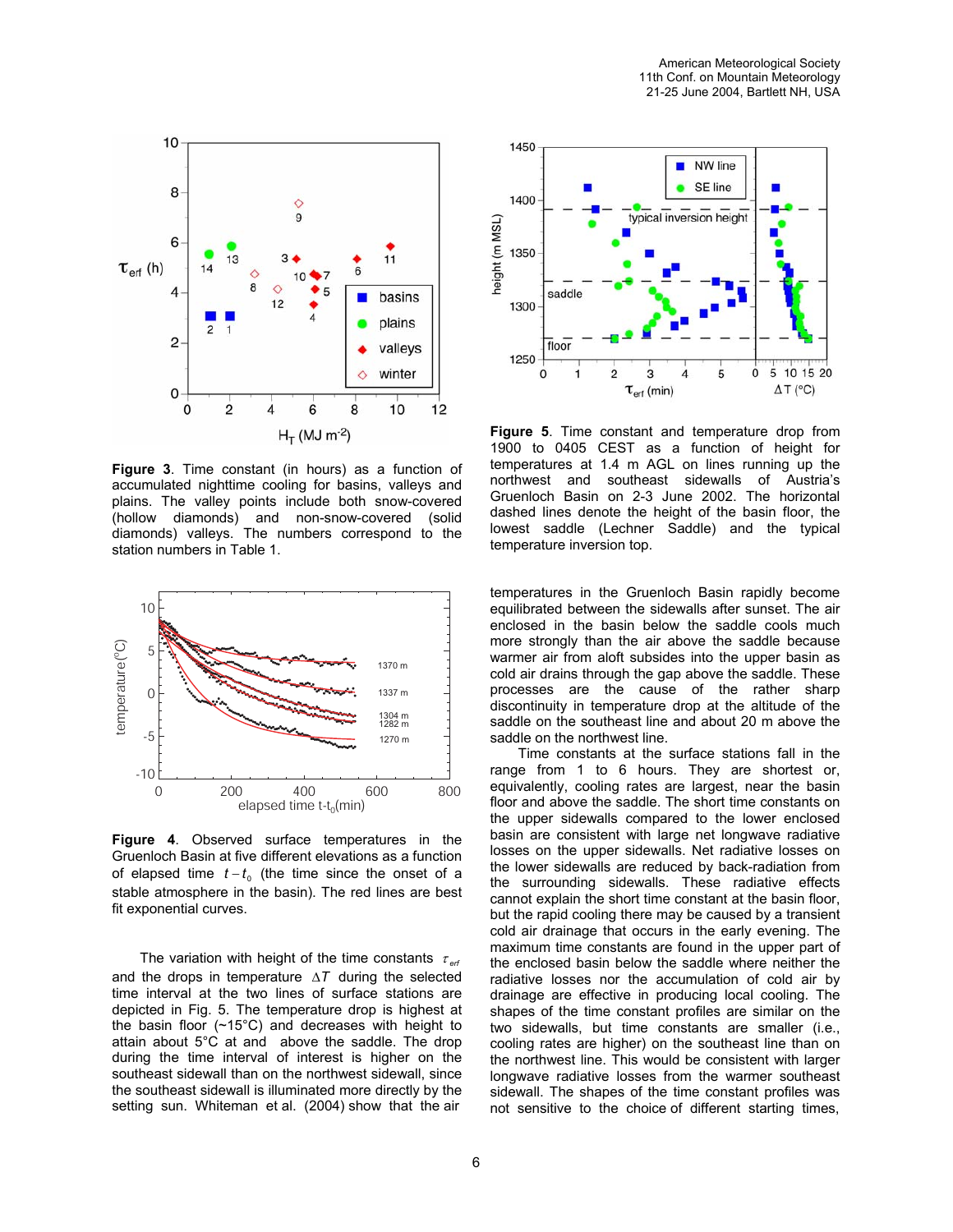**Figure 3**. Time constant (in hours) as a function of accumulated nighttime cooling for basins, valleys and plains. The valley points include both snow-covered (hollow diamonds) and non-snow-covered (solid diamonds) valleys. The numbers correspond to the station numbers in Table 1.

**Figure 4**. Observed surface temperatures in the Gruenloch Basin at five different elevations as a function of elapsed time $t - t_0$ (the time since the onset of a stable atmosphere in the basin). The red lines are best fit exponential curves.

The variation with height of the time constants $\tau_{erf}$ and the drops in temperature $\Delta T$ during the selected time interval at the two lines of surface stations are depicted in Fig. 5. The temperature drop is highest at the basin floor (~15°C) and decreases with height to attain about 5°C at and above the saddle. The drop during the time interval of interest is higher on the southeast sidewall than on the northwest sidewall, since the southeast sidewall is illuminated more directly by the setting sun. Whiteman et al. (2004) show that the air

**Figure 5**. Time constant and temperature drop from 1900 to 0405 CEST as a function of height for temperatures at 1.4 m AGL on lines running up the northwest and southeast sidewalls of Austria's Gruenloch Basin on 2-3 June 2002. The horizontal dashed lines denote the height of the basin floor, the lowest saddle (Lechner Saddle) and the typical temperature inversion top.

temperatures in the Gruenloch Basin rapidly become equilibrated between the sidewalls after sunset. The air enclosed in the basin below the basin saddle cools much more strongly than the air above the saddle because warmer air from aloft subsides into the upper basin as cold air drains through the gap above the saddle. These processes are the cause of the rather sharp discontinuity in temperature drop at the altitude of the saddle on the southeast line and about 20 m above the saddle on the northwest line.

Time constants at the surface stations fall in the range from 1 to 6 hours. They are shortest or, equivalently, cooling rates are largest, near the basin floor and above the saddle. The short time constants on the upper sidewalls compared to the lower enclosed basin are consistent with large net longwave radiative losses on the upper sidewalls. Net radiative losses on the lower sidewalls are reduced by back-radiation from the surrounding sidewalls. These radiative effects cannot explain the short time constant at the basin floor, but the rapid cooling there may be caused by a transient cold air drainage that occurs in the early evening. The maximum time constants are found in the upper part of the enclosed basin below the saddle where neither the radiative losses nor the accumulation of cold air by drainage are effective in producing local cooling. The shapes of the time constant profiles are similar on the two sidewalls, but time constants are smaller (i.e., cooling rates are higher) on the southeast line than on the northwest line. This would be consistent with larger longwave radiative losses from the warmer southeast sidewall. The shapes of the time constant profiles was not sensitive to the choice of different starting times,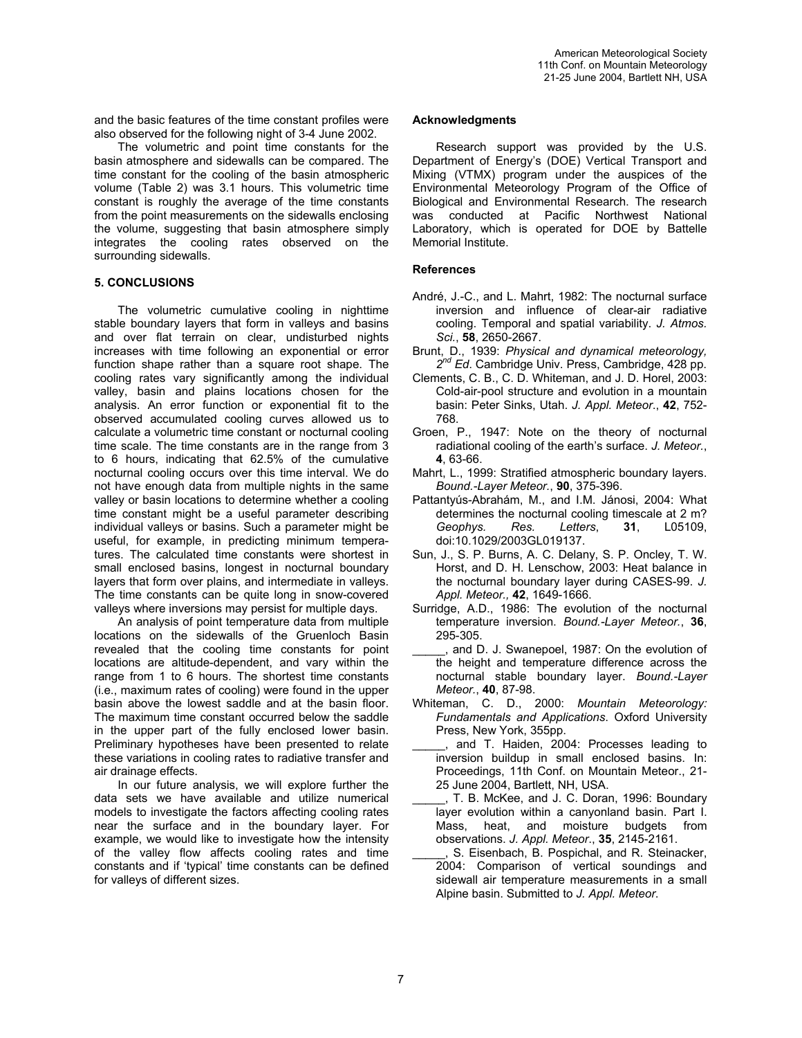and the basic features of the time constant profiles were also observed for the following night of 3-4 June 2002.

The volumetric and point time constants for the basin atmosphere and sidewalls can be compared. The time constant for the cooling of the basin atmospheric volume (Table 2) was 3.1 hours. This volumetric time constant is roughly the average of the time constants from the point measurements on the sidewalls enclosing the volume, suggesting that basin atmosphere simply integrates the cooling rates observed on the surrounding sidewalls.

## 5. CONCLUSIONS

The volumetric cumulative cooling in nighttime stable boundary layers that form in valleys and basins and over flat terrain on clear, undisturbed nights increases with time following an exponential or error function shape rather than a square root shape. The cooling rates vary significantly among the individual valley, basin and plains locations chosen for the analysis. An error function or exponential fit to the observed accumulated cooling curves allowed us to calculate a volumetric time constant or nocturnal cooling time scale. The time constants are in the range from 3 to 6 hours, indicating that 62.5% of the cumulative nocturnal cooling occurs over this time interval. We do not have enough data from multiple nights in the same valley or basin locations to determine whether a cooling time constant might be a useful parameter describing individual valleys or basins. Such a parameter might be useful, for example, in predicting minimum temperatures. The calculated time constants were shortest in small enclosed basins, longest in nocturnal boundary layers that form over plains, and intermediate in valleys. The time constants can be quite long in snow-covered valleys where inversions may persist for multiple days.

An analysis of point temperature data from multiple locations on the sidewalls of the Gruenloch Basin revealed that the cooling time constants for point locations are altitude-dependent, and vary within the range from 1 to 6 hours. The shortest time constants (i.e., maximum rates of cooling) were found in the upper basin above the lowest saddle and at the basin floor. The maximum time constant occurred below the saddle in the upper part of the fully enclosed lower basin. Preliminary hypotheses have been presented to relate these variations in cooling rates to radiative transfer and air drainage effects.

In our future analysis, we will explore further the data sets we have available and utilize numerical models to investigate the factors affecting cooling rates near the surface and in the boundary layer. For example, we would like to investigate how the intensity of the valley flow affects cooling rates and time constants and if 'typical' time constants can be defined for valleys of different sizes.

### Acknowledgments

Research support was provided by the U.S. Department of Energy's (DOE) Vertical Transport and Mixing (VTMX) program under the auspices of the Environmental Meteorology Program of the Office of Biological and Environmental Research. The research was conducted at Pacific Northwest National Laboratory, which is operated for DOE by Battelle Memorial Institute.

### References

André, J.-C., and L. Mahrt, 1982: The nocturnal surface inversion and influence of clear-air radiative cooling. Temporal and spatial variability. *J. Atmos. Sci.*, **58**, 2650-2667.

Brunt, D., 1939: *Physical and dynamical meteorology, 2nd Ed*. Cambridge Univ. Press, Cambridge, 428 pp.

Clements, C. B., C. D. Whiteman, and J. D. Horel, 2003: Cold-air-pool structure and evolution in a mountain basin: Peter Sinks, Utah. *J. Appl. Meteor.*, **42**, 752-768.

Groen, P., 1947: Note on the theory of nocturnal radiational cooling of the earth's surface. *J. Meteor.*, **4**, 63-66.

Mahrt, L., 1999: Stratified atmospheric boundary layers. *Bound.-Layer Meteor.*, **90**, 375-396.

Pattantyús-Abrahám, M., and I.M. Jánosi, 2004: What determines the nocturnal cooling timescale at 2 m? *Geophys. Res. Letters*, **31**, L05109, doi:10.1029/2003GL019137.

Sun, J., S. P. Burns, A. C. Delany, S. P. Oncley, T. W. Horst, and D. H. Lenschow, 2003: Heat balance in the nocturnal boundary layer during CASES-99. *J. Appl. Meteor.,* **42**, 1649-1666.

Surridge, A.D., 1986: The evolution of the nocturnal temperature inversion. *Bound.-Layer Meteor.*, **36**, 295-305.

_____, and D. J. Swanepoel, 1987: On the evolution of the height and temperature difference across the nocturnal stable boundary layer. *Bound.-Layer Meteor.*, **40**, 87-98.

Whiteman, C. D., 2000: *Mountain Meteorology: Fundamentals and Applications*. Oxford University Press, New York, 355pp.

_____, and T. Haiden, 2004: Processes leading to inversion buildup in small enclosed basins. In: Proceedings, 11th Conf. on Mountain Meteor., 21-25 June 2004, Bartlett, NH, USA.

_____, T. B. McKee, and J. C. Doran, 1996: Boundary layer evolution within a canyonland basin. Part I. Mass, heat, and moisture budgets from observations. *J. Appl. Meteor.*, **35**, 2145-2161.

_____, S. Eisenbach, B. Pospichal, and R. Steinacker, 2004: Comparison of vertical soundings and sidewall air temperature measurements in a small Alpine basin. Submitted to *J. Appl. Meteor.*